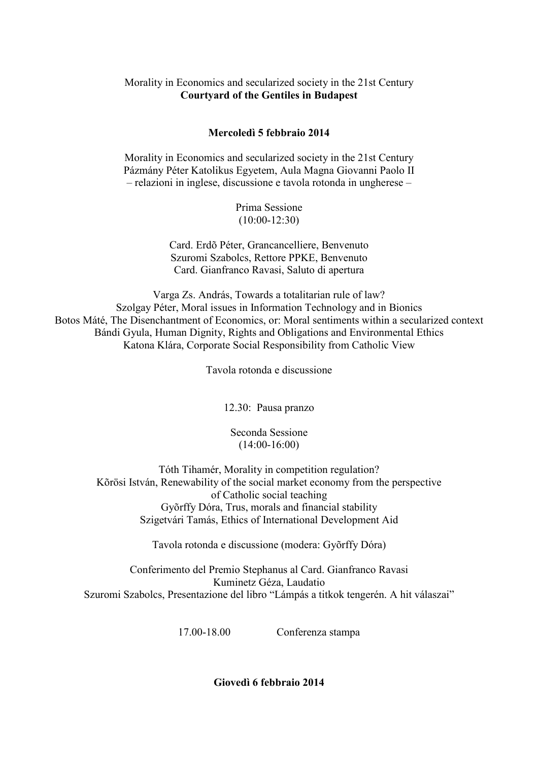Morality in Economics and secularized society in the 21st Century
**Courtyard of the Gentiles in Budapest**

**Mercoledì 5 febbraio 2014**

Morality in Economics and secularized society in the 21st Century
Pázmány Péter Katolikus Egyetem, Aula Magna Giovanni Paolo II
– relazioni in inglese, discussione e tavola rotonda in ungherese –

Prima Sessione
(10:00-12:30)

Card. Erdõ Péter, Grancancelliere, Benvenuto
Szuromi Szabolcs, Rettore PPKE, Benvenuto
Card. Gianfranco Ravasi, Saluto di apertura

Varga Zs. András, Towards a totalitarian rule of law?
Szolgay Péter, Moral issues in Information Technology and in Bionics
Botos Máté, The Disenchantment of Economics, or: Moral sentiments within a secularized context
Bándi Gyula, Human Dignity, Rights and Obligations and Environmental Ethics
Katona Klára, Corporate Social Responsibility from Catholic View

Tavola rotonda e discussione

12.30: Pausa pranzo

Seconda Sessione
(14:00-16:00)

Tóth Tihamér, Morality in competition regulation?
Kõrösi István, Renewability of the social market economy from the perspective of Catholic social teaching
Gyõrffy Dóra, Trus, morals and financial stability
Szigetvári Tamás, Ethics of International Development Aid

Tavola rotonda e discussione (modera: Gyõrffy Dóra)

Conferimento del Premio Stephanus al Card. Gianfranco Ravasi
Kuminetz Géza, Laudatio
Szuromi Szabolcs, Presentazione del libro "Lámpás a titkok tengerén. A hit válaszai"

17.00-18.00 Conferenza stampa

**Giovedì 6 febbraio 2014**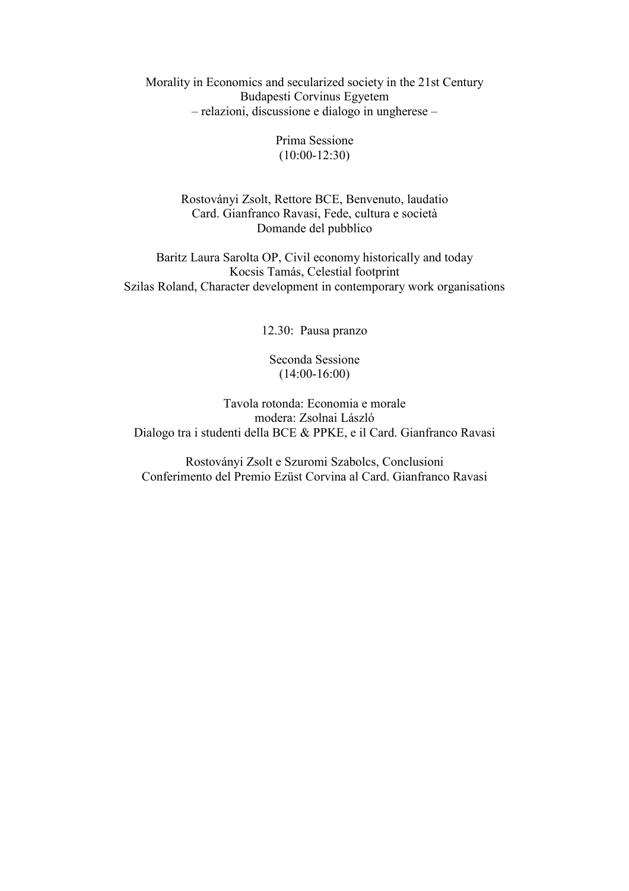Morality in Economics and secularized society in the 21st Century
Budapesti Corvinus Egyetem
– relazioni, discussione e dialogo in ungherese –

## Prima Sessione
(10:00-12:30)

Rostoványi Zsolt, Rettore BCE, Benvenuto, laudatio
Card. Gianfranco Ravasi, Fede, cultura e società
Domande del pubblico

Baritz Laura Sarolta OP, Civil economy historically and today
Kocsis Tamás, Celestial footprint
Szilas Roland, Character development in contemporary work organisations

12.30: Pausa pranzo

## Seconda Sessione
(14:00-16:00)

Tavola rotonda: Economia e morale
modera: Zsolnai László
Dialogo tra i studenti della BCE & PPKE, e il Card. Gianfranco Ravasi

Rostoványi Zsolt e Szuromi Szabolcs, Conclusioni
Conferimento del Premio Ezüst Corvina al Card. Gianfranco Ravasi